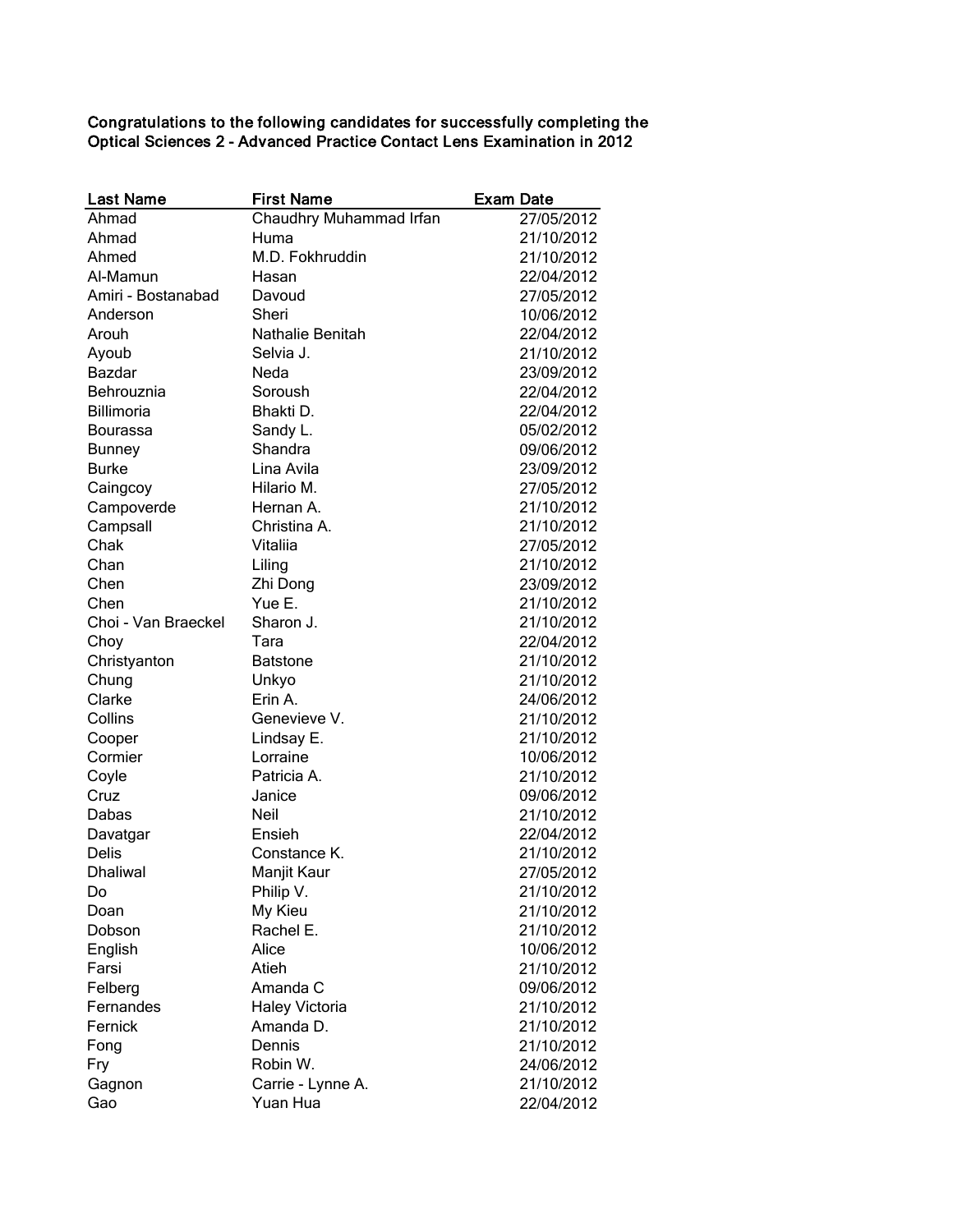**Congratulations to the following candidates for successfully completing the Optical Sciences 2 - Advanced Practice Contact Lens Examination in 2012**

| Last Name | First Name | Exam Date |
|---|---|---|
| Ahmad | Chaudhry Muhammad Irfan | 27/05/2012 |
| Ahmad | Huma | 21/10/2012 |
| Ahmed | M.D. Fokhruddin | 21/10/2012 |
| Al-Mamun | Hasan | 22/04/2012 |
| Amiri - Bostanabad | Davoud | 27/05/2012 |
| Anderson | Sheri | 10/06/2012 |
| Arouh | Nathalie Benitah | 22/04/2012 |
| Ayoub | Selvia J. | 21/10/2012 |
| Bazdar | Neda | 23/09/2012 |
| Behrouznia | Soroush | 22/04/2012 |
| Billimoria | Bhakti D. | 22/04/2012 |
| Bourassa | Sandy L. | 05/02/2012 |
| Bunney | Shandra | 09/06/2012 |
| Burke | Lina Avila | 23/09/2012 |
| Caingcoy | Hilario M. | 27/05/2012 |
| Campoverde | Hernan A. | 21/10/2012 |
| Campsall | Christina A. | 21/10/2012 |
| Chak | Vitaliia | 27/05/2012 |
| Chan | Liling | 21/10/2012 |
| Chen | Zhi Dong | 23/09/2012 |
| Chen | Yue E. | 21/10/2012 |
| Choi - Van Braeckel | Sharon J. | 21/10/2012 |
| Choy | Tara | 22/04/2012 |
| Christyanton | Batstone | 21/10/2012 |
| Chung | Unkyo | 21/10/2012 |
| Clarke | Erin A. | 24/06/2012 |
| Collins | Genevieve V. | 21/10/2012 |
| Cooper | Lindsay E. | 21/10/2012 |
| Cormier | Lorraine | 10/06/2012 |
| Coyle | Patricia A. | 21/10/2012 |
| Cruz | Janice | 09/06/2012 |
| Dabas | Neil | 21/10/2012 |
| Davatgar | Ensieh | 22/04/2012 |
| Delis | Constance K. | 21/10/2012 |
| Dhaliwal | Manjit Kaur | 27/05/2012 |
| Do | Philip V. | 21/10/2012 |
| Doan | My Kieu | 21/10/2012 |
| Dobson | Rachel E. | 21/10/2012 |
| English | Alice | 10/06/2012 |
| Farsi | Atieh | 21/10/2012 |
| Felberg | Amanda C | 09/06/2012 |
| Fernandes | Haley Victoria | 21/10/2012 |
| Fernick | Amanda D. | 21/10/2012 |
| Fong | Dennis | 21/10/2012 |
| Fry | Robin W. | 24/06/2012 |
| Gagnon | Carrie - Lynne A. | 21/10/2012 |
| Gao | Yuan Hua | 22/04/2012 |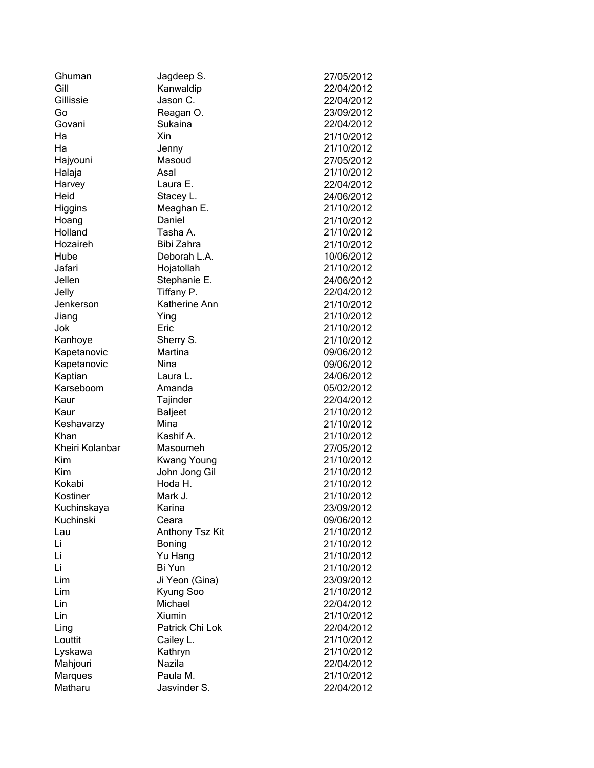| | | |
|---|---|---|
| Ghuman | Jagdeep S. | 27/05/2012 |
| Gill | Kanwaldip | 22/04/2012 |
| Gillissie | Jason C. | 22/04/2012 |
| Go | Reagan O. | 23/09/2012 |
| Govani | Sukaina | 22/04/2012 |
| Ha | Xin | 21/10/2012 |
| Ha | Jenny | 21/10/2012 |
| Hajyouni | Masoud | 27/05/2012 |
| Halaja | Asal | 21/10/2012 |
| Harvey | Laura E. | 22/04/2012 |
| Heid | Stacey L. | 24/06/2012 |
| Higgins | Meaghan E. | 21/10/2012 |
| Hoang | Daniel | 21/10/2012 |
| Holland | Tasha A. | 21/10/2012 |
| Hozaireh | Bibi Zahra | 21/10/2012 |
| Hube | Deborah L.A. | 10/06/2012 |
| Jafari | Hojatollah | 21/10/2012 |
| Jellen | Stephanie E. | 24/06/2012 |
| Jelly | Tiffany P. | 22/04/2012 |
| Jenkerson | Katherine Ann | 21/10/2012 |
| Jiang | Ying | 21/10/2012 |
| Jok | Eric | 21/10/2012 |
| Kanhoye | Sherry S. | 21/10/2012 |
| Kapetanovic | Martina | 09/06/2012 |
| Kapetanovic | Nina | 09/06/2012 |
| Kaptian | Laura L. | 24/06/2012 |
| Karseboom | Amanda | 05/02/2012 |
| Kaur | Tajinder | 22/04/2012 |
| Kaur | Baljeet | 21/10/2012 |
| Keshavarzy | Mina | 21/10/2012 |
| Khan | Kashif A. | 21/10/2012 |
| Kheiri Kolanbar | Masoumeh | 27/05/2012 |
| Kim | Kwang Young | 21/10/2012 |
| Kim | John Jong Gil | 21/10/2012 |
| Kokabi | Hoda H. | 21/10/2012 |
| Kostiner | Mark J. | 21/10/2012 |
| Kuchinskaya | Karina | 23/09/2012 |
| Kuchinski | Ceara | 09/06/2012 |
| Lau | Anthony Tsz Kit | 21/10/2012 |
| Li | Boning | 21/10/2012 |
| Li | Yu Hang | 21/10/2012 |
| Li | Bi Yun | 21/10/2012 |
| Lim | Ji Yeon (Gina) | 23/09/2012 |
| Lim | Kyung Soo | 21/10/2012 |
| Lin | Michael | 22/04/2012 |
| Lin | Xiumin | 21/10/2012 |
| Ling | Patrick Chi Lok | 22/04/2012 |
| Louttit | Cailey L. | 21/10/2012 |
| Lyskawa | Kathryn | 21/10/2012 |
| Mahjouri | Nazila | 22/04/2012 |
| Marques | Paula M. | 21/10/2012 |
| Matharu | Jasvinder S. | 22/04/2012 |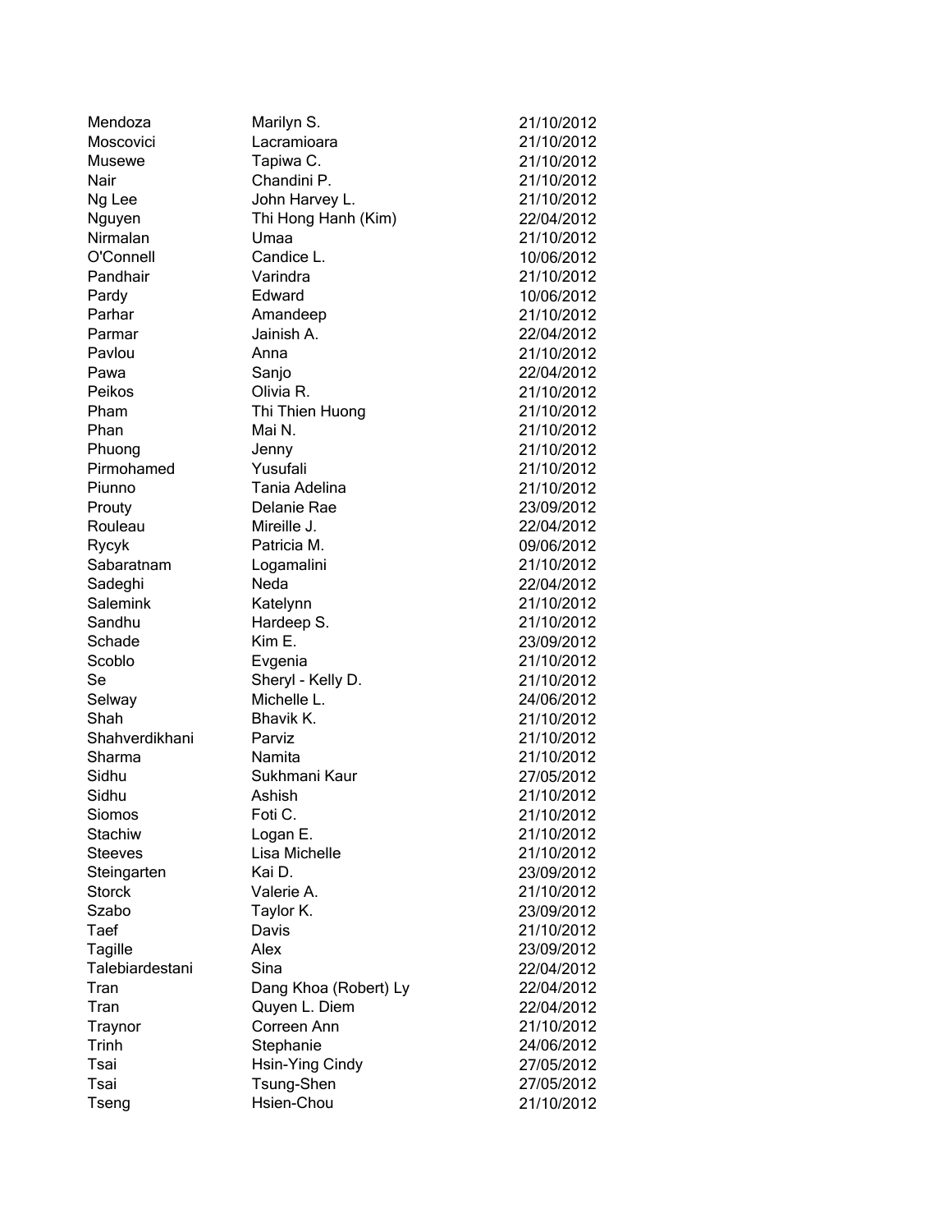| | | |
|---|---|---|
| Mendoza | Marilyn S. | 21/10/2012 |
| Moscovici | Lacramioara | 21/10/2012 |
| Musewe | Tapiwa C. | 21/10/2012 |
| Nair | Chandini P. | 21/10/2012 |
| Ng Lee | John Harvey L. | 21/10/2012 |
| Nguyen | Thi Hong Hanh (Kim) | 22/04/2012 |
| Nirmalan | Umaa | 21/10/2012 |
| O'Connell | Candice L. | 10/06/2012 |
| Pandhair | Varindra | 21/10/2012 |
| Pardy | Edward | 10/06/2012 |
| Parhar | Amandeep | 21/10/2012 |
| Parmar | Jainish A. | 22/04/2012 |
| Pavlou | Anna | 21/10/2012 |
| Pawa | Sanjo | 22/04/2012 |
| Peikos | Olivia R. | 21/10/2012 |
| Pham | Thi Thien Huong | 21/10/2012 |
| Phan | Mai N. | 21/10/2012 |
| Phuong | Jenny | 21/10/2012 |
| Pirmohamed | Yusufali | 21/10/2012 |
| Piunno | Tania Adelina | 21/10/2012 |
| Prouty | Delanie Rae | 23/09/2012 |
| Rouleau | Mireille J. | 22/04/2012 |
| Rycyk | Patricia M. | 09/06/2012 |
| Sabaratnam | Logamalini | 21/10/2012 |
| Sadeghi | Neda | 22/04/2012 |
| Salemink | Katelynn | 21/10/2012 |
| Sandhu | Hardeep S. | 21/10/2012 |
| Schade | Kim E. | 23/09/2012 |
| Scoblo | Evgenia | 21/10/2012 |
| Se | Sheryl - Kelly D. | 21/10/2012 |
| Selway | Michelle L. | 24/06/2012 |
| Shah | Bhavik K. | 21/10/2012 |
| Shahverdikhani | Parviz | 21/10/2012 |
| Sharma | Namita | 21/10/2012 |
| Sidhu | Sukhmani Kaur | 27/05/2012 |
| Sidhu | Ashish | 21/10/2012 |
| Siomos | Foti C. | 21/10/2012 |
| Stachiw | Logan E. | 21/10/2012 |
| Steeves | Lisa Michelle | 21/10/2012 |
| Steingarten | Kai D. | 23/09/2012 |
| Storck | Valerie A. | 21/10/2012 |
| Szabo | Taylor K. | 23/09/2012 |
| Taef | Davis | 21/10/2012 |
| Tagille | Alex | 23/09/2012 |
| Talebiardestani | Sina | 22/04/2012 |
| Tran | Dang Khoa (Robert) Ly | 22/04/2012 |
| Tran | Quyen L. Diem | 22/04/2012 |
| Traynor | Correen Ann | 21/10/2012 |
| Trinh | Stephanie | 24/06/2012 |
| Tsai | Hsin-Ying Cindy | 27/05/2012 |
| Tsai | Tsung-Shen | 27/05/2012 |
| Tseng | Hsien-Chou | 21/10/2012 |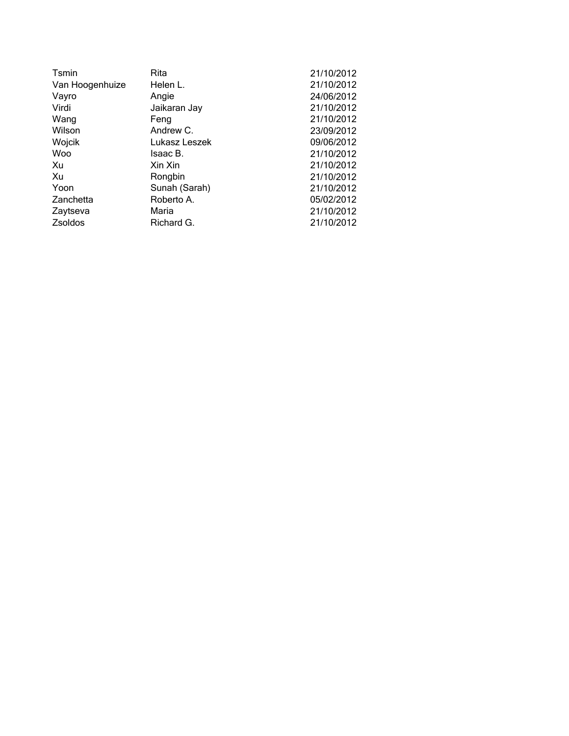| | | |
|---|---|---|
| Tsmin | Rita | 21/10/2012 |
| Van Hoogenhuize | Helen L. | 21/10/2012 |
| Vayro | Angie | 24/06/2012 |
| Virdi | Jaikaran Jay | 21/10/2012 |
| Wang | Feng | 21/10/2012 |
| Wilson | Andrew C. | 23/09/2012 |
| Wojcik | Lukasz Leszek | 09/06/2012 |
| Woo | Isaac B. | 21/10/2012 |
| Xu | Xin Xin | 21/10/2012 |
| Xu | Rongbin | 21/10/2012 |
| Yoon | Sunah (Sarah) | 21/10/2012 |
| Zanchetta | Roberto A. | 05/02/2012 |
| Zaytseva | Maria | 21/10/2012 |
| Zsoldos | Richard G. | 21/10/2012 |